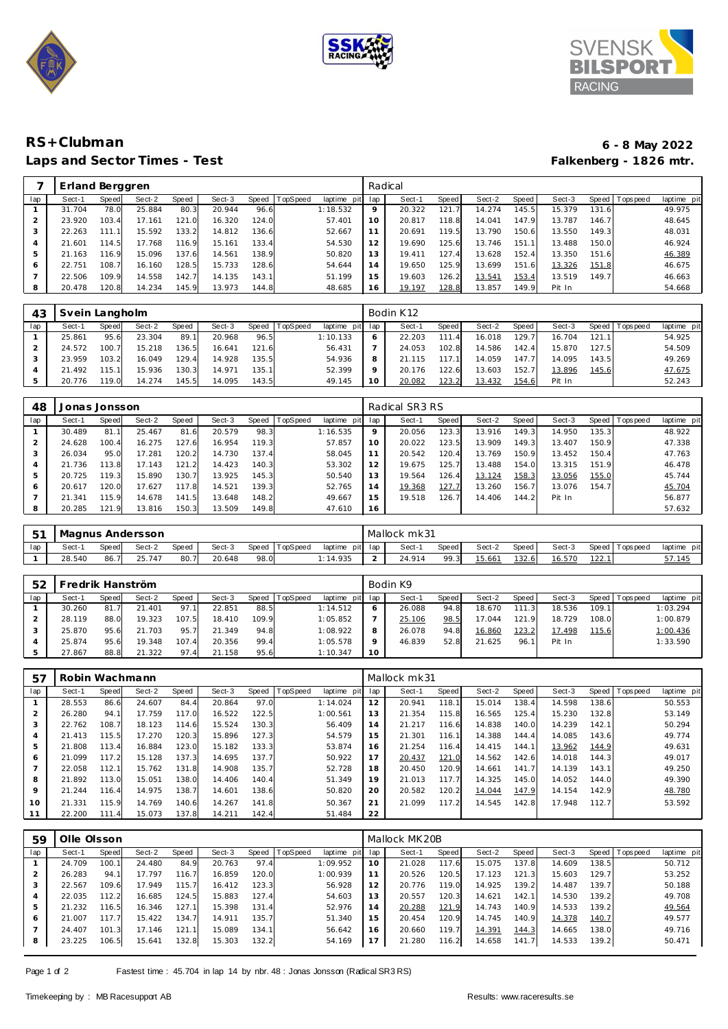# RS+Clubman

## Laps and Sector Times - Test

**6 - 8 May 2022**
**Falkenberg - 1826 mtr.**

| 7 | Erland Berggren | | | | | | | | Radical | | | | | | | | |
|---|---|---|---|---|---|---|---|---|---|---|---|---|---|---|---|---|---|
| lap | Sect-1 | Speed | Sect-2 | Speed | Sect-3 | Speed | TopSpeed | laptime pit | lap | Sect-1 | Speed | Sect-2 | Speed | Sect-3 | Speed | Topspeed | laptime pit |
| 1 | 31.704 | 78.0 | 25.884 | 80.3 | 20.944 | 96.6 | | 1:18.532 | 9 | 20.322 | 121.7 | 14.274 | 145.5 | 15.379 | 131.6 | | 49.975 |
| 2 | 23.920 | 103.4 | 17.161 | 121.0 | 16.320 | 124.0 | | 57.401 | 10 | 20.817 | 118.8 | 14.041 | 147.9 | 13.787 | 146.7 | | 48.645 |
| 3 | 22.263 | 111.1 | 15.592 | 133.2 | 14.812 | 136.6 | | 52.667 | 11 | 20.691 | 119.5 | 13.790 | 150.6 | 13.550 | 149.3 | | 48.031 |
| 4 | 21.601 | 114.5 | 17.768 | 116.9 | 15.161 | 133.4 | | 54.530 | 12 | 19.690 | 125.6 | 13.746 | 151.1 | 13.488 | 150.0 | | 46.924 |
| 5 | 21.163 | 116.9 | 15.096 | 137.6 | 14.561 | 138.9 | | 50.820 | 13 | 19.411 | 127.4 | 13.628 | 152.4 | 13.350 | 151.6 | | 46.389 |
| 6 | 22.751 | 108.7 | 16.160 | 128.5 | 15.733 | 128.6 | | 54.644 | 14 | 19.650 | 125.9 | 13.699 | 151.6 | 13.326 | 151.8 | | 46.675 |
| 7 | 22.506 | 109.9 | 14.558 | 142.7 | 14.135 | 143.1 | | 51.199 | 15 | 19.603 | 126.2 | 13.541 | 153.4 | 13.519 | 149.7 | | 46.663 |
| 8 | 20.478 | 120.8 | 14.234 | 145.9 | 13.973 | 144.8 | | 48.685 | 16 | 19.197 | 128.8 | 13.857 | 149.9 | Pit In | | | 54.668 |

| 43 | Svein Langholm | | | | | | | | Bodin K12 | | | | | | | | |
|---|---|---|---|---|---|---|---|---|---|---|---|---|---|---|---|---|---|
| lap | Sect-1 | Speed | Sect-2 | Speed | Sect-3 | Speed | TopSpeed | laptime pit | lap | Sect-1 | Speed | Sect-2 | Speed | Sect-3 | Speed | Topspeed | laptime pit |
| 1 | 25.861 | 95.6 | 23.304 | 89.1 | 20.968 | 96.5 | | 1:10.133 | 6 | 22.203 | 111.4 | 16.018 | 129.7 | 16.704 | 121.1 | | 54.925 |
| 2 | 24.572 | 100.7 | 15.218 | 136.5 | 16.641 | 121.6 | | 56.431 | 7 | 24.053 | 102.8 | 14.586 | 142.4 | 15.870 | 127.5 | | 54.509 |
| 3 | 23.959 | 103.2 | 16.049 | 129.4 | 14.928 | 135.5 | | 54.936 | 8 | 21.115 | 117.1 | 14.059 | 147.7 | 14.095 | 143.5 | | 49.269 |
| 4 | 21.492 | 115.1 | 15.936 | 130.3 | 14.971 | 135.1 | | 52.399 | 9 | 20.176 | 122.6 | 13.603 | 152.7 | 13.896 | 145.6 | | 47.675 |
| 5 | 20.776 | 119.0 | 14.274 | 145.5 | 14.095 | 143.5 | | 49.145 | 10 | 20.082 | 123.2 | 13.432 | 154.6 | Pit In | | | 52.243 |

| 48 | Jonas Jonsson | | | | | | | | Radical SR3 RS | | | | | | | | |
|---|---|---|---|---|---|---|---|---|---|---|---|---|---|---|---|---|---|
| lap | Sect-1 | Speed | Sect-2 | Speed | Sect-3 | Speed | TopSpeed | laptime pit | lap | Sect-1 | Speed | Sect-2 | Speed | Sect-3 | Speed | Topspeed | laptime pit |
| 1 | 30.489 | 81.1 | 25.467 | 81.6 | 20.579 | 98.3 | | 1:16.535 | 9 | 20.056 | 123.3 | 13.916 | 149.3 | 14.950 | 135.3 | | 48.922 |
| 2 | 24.628 | 100.4 | 16.275 | 127.6 | 16.954 | 119.3 | | 57.857 | 10 | 20.022 | 123.5 | 13.909 | 149.3 | 13.407 | 150.9 | | 47.338 |
| 3 | 26.034 | 95.0 | 17.281 | 120.2 | 14.730 | 137.4 | | 58.045 | 11 | 20.542 | 120.4 | 13.769 | 150.9 | 13.452 | 150.4 | | 47.763 |
| 4 | 21.736 | 113.8 | 17.143 | 121.2 | 14.423 | 140.3 | | 53.302 | 12 | 19.675 | 125.7 | 13.488 | 154.0 | 13.315 | 151.9 | | 46.478 |
| 5 | 20.725 | 119.3 | 15.890 | 130.7 | 13.925 | 145.3 | | 50.540 | 13 | 19.564 | 126.4 | 13.124 | 158.3 | 13.056 | 155.0 | | 45.744 |
| 6 | 20.617 | 120.0 | 17.627 | 117.8 | 14.521 | 139.3 | | 52.765 | 14 | 19.368 | 127.7 | 13.260 | 156.7 | 13.076 | 154.7 | | 45.704 |
| 7 | 21.341 | 115.9 | 14.678 | 141.5 | 13.648 | 148.2 | | 49.667 | 15 | 19.518 | 126.7 | 14.406 | 144.2 | Pit In | | | 56.877 |
| 8 | 20.285 | 121.9 | 13.816 | 150.3 | 13.509 | 149.8 | | 47.610 | 16 | | | | | | | | 57.632 |

| 51 | Magnus Andersson | | | | | | | | Mallock mk31 | | | | | | | | |
|---|---|---|---|---|---|---|---|---|---|---|---|---|---|---|---|---|---|
| lap | Sect-1 | Speed | Sect-2 | Speed | Sect-3 | Speed | TopSpeed | laptime pit | lap | Sect-1 | Speed | Sect-2 | Speed | Sect-3 | Speed | Topspeed | laptime pit |
| 1 | 28.540 | 86.7 | 25.747 | 80.7 | 20.648 | 98.0 | | 1:14.935 | 2 | 24.914 | 99.3 | 15.661 | 132.6 | 16.570 | 122.1 | | 57.145 |

| 52 | Fredrik Hanström | | | | | | | | Bodin K9 | | | | | | | | |
|---|---|---|---|---|---|---|---|---|---|---|---|---|---|---|---|---|---|
| lap | Sect-1 | Speed | Sect-2 | Speed | Sect-3 | Speed | TopSpeed | laptime pit | lap | Sect-1 | Speed | Sect-2 | Speed | Sect-3 | Speed | Topspeed | laptime pit |
| 1 | 30.260 | 81.7 | 21.401 | 97.1 | 22.851 | 88.5 | | 1:14.512 | 6 | 26.088 | 94.8 | 18.670 | 111.3 | 18.536 | 109.1 | | 1:03.294 |
| 2 | 28.119 | 88.0 | 19.323 | 107.5 | 18.410 | 109.9 | | 1:05.852 | 7 | 25.106 | 98.5 | 17.044 | 121.9 | 18.729 | 108.0 | | 1:00.879 |
| 3 | 25.870 | 95.6 | 21.703 | 95.7 | 21.349 | 94.8 | | 1:08.922 | 8 | 26.078 | 94.8 | 16.860 | 123.2 | 17.498 | 115.6 | | 1:00.436 |
| 4 | 25.874 | 95.6 | 19.348 | 107.4 | 20.356 | 99.4 | | 1:05.578 | 9 | 46.839 | 52.8 | 21.625 | 96.1 | Pit In | | | 1:33.590 |
| 5 | 27.867 | 88.8 | 21.322 | 97.4 | 21.158 | 95.6 | | 1:10.347 | 10 | | | | | | | | |

| 57 | Robin Wachmann | | | | | | | | Mallock mk31 | | | | | | | | |
|---|---|---|---|---|---|---|---|---|---|---|---|---|---|---|---|---|---|
| lap | Sect-1 | Speed | Sect-2 | Speed | Sect-3 | Speed | TopSpeed | laptime pit | lap | Sect-1 | Speed | Sect-2 | Speed | Sect-3 | Speed | Topspeed | laptime pit |
| 1 | 28.553 | 86.6 | 24.607 | 84.4 | 20.864 | 97.0 | | 1:14.024 | 12 | 20.941 | 118.1 | 15.014 | 138.4 | 14.598 | 138.6 | | 50.553 |
| 2 | 26.280 | 94.1 | 17.759 | 117.0 | 16.522 | 122.5 | | 1:00.561 | 13 | 21.354 | 115.8 | 16.565 | 125.4 | 15.230 | 132.8 | | 53.149 |
| 3 | 22.762 | 108.7 | 18.123 | 114.6 | 15.524 | 130.3 | | 56.409 | 14 | 21.217 | 116.6 | 14.838 | 140.0 | 14.239 | 142.1 | | 50.294 |
| 4 | 21.413 | 115.5 | 17.270 | 120.3 | 15.896 | 127.3 | | 54.579 | 15 | 21.301 | 116.1 | 14.388 | 144.4 | 14.085 | 143.6 | | 49.774 |
| 5 | 21.808 | 113.4 | 16.884 | 123.0 | 15.182 | 133.3 | | 53.874 | 16 | 21.254 | 116.4 | 14.415 | 144.1 | 13.962 | 144.9 | | 49.631 |
| 6 | 21.099 | 117.2 | 15.128 | 137.3 | 14.695 | 137.7 | | 50.922 | 17 | 20.437 | 121.0 | 14.562 | 142.6 | 14.018 | 144.3 | | 49.017 |
| 7 | 22.058 | 112.1 | 15.762 | 131.8 | 14.908 | 135.7 | | 52.728 | 18 | 20.450 | 120.9 | 14.661 | 141.7 | 14.139 | 143.1 | | 49.250 |
| 8 | 21.892 | 113.0 | 15.051 | 138.0 | 14.406 | 140.4 | | 51.349 | 19 | 21.013 | 117.7 | 14.325 | 145.0 | 14.052 | 144.0 | | 49.390 |
| 9 | 21.244 | 116.4 | 14.975 | 138.7 | 14.601 | 138.6 | | 50.820 | 20 | 20.582 | 120.2 | 14.044 | 147.9 | 14.154 | 142.9 | | 48.780 |
| 10 | 21.331 | 115.9 | 14.769 | 140.6 | 14.267 | 141.8 | | 50.367 | 21 | 21.099 | 117.2 | 14.545 | 142.8 | 17.948 | 112.7 | | 53.592 |
| 11 | 22.200 | 111.4 | 15.073 | 137.8 | 14.211 | 142.4 | | 51.484 | 22 | | | | | | | | |

| 59 | Olle Olsson | | | | | | | | Mallock MK20B | | | | | | | | |
|---|---|---|---|---|---|---|---|---|---|---|---|---|---|---|---|---|---|
| lap | Sect-1 | Speed | Sect-2 | Speed | Sect-3 | Speed | TopSpeed | laptime pit | lap | Sect-1 | Speed | Sect-2 | Speed | Sect-3 | Speed | Topspeed | laptime pit |
| 1 | 24.709 | 100.1 | 24.480 | 84.9 | 20.763 | 97.4 | | 1:09.952 | 10 | 21.028 | 117.6 | 15.075 | 137.8 | 14.609 | 138.5 | | 50.712 |
| 2 | 26.283 | 94.1 | 17.797 | 116.7 | 16.859 | 120.0 | | 1:00.939 | 11 | 20.526 | 120.5 | 17.123 | 121.3 | 15.603 | 129.7 | | 53.252 |
| 3 | 22.567 | 109.6 | 17.949 | 115.7 | 16.412 | 123.3 | | 56.928 | 12 | 20.776 | 119.0 | 14.925 | 139.2 | 14.487 | 139.7 | | 50.188 |
| 4 | 22.035 | 112.2 | 16.685 | 124.5 | 15.883 | 127.4 | | 54.603 | 13 | 20.557 | 120.3 | 14.621 | 142.1 | 14.530 | 139.2 | | 49.708 |
| 5 | 21.232 | 116.5 | 16.346 | 127.1 | 15.398 | 131.4 | | 52.976 | 14 | 20.288 | 121.9 | 14.743 | 140.9 | 14.533 | 139.2 | | 49.564 |
| 6 | 21.007 | 117.7 | 15.422 | 134.7 | 14.911 | 135.7 | | 51.340 | 15 | 20.454 | 120.9 | 14.745 | 140.9 | 14.378 | 140.7 | | 49.577 |
| 7 | 24.407 | 101.3 | 17.146 | 121.1 | 15.089 | 134.1 | | 56.642 | 16 | 20.660 | 119.7 | 14.391 | 144.3 | 14.665 | 138.0 | | 49.716 |
| 8 | 23.225 | 106.5 | 15.641 | 132.8 | 15.303 | 132.2 | | 54.169 | 17 | 21.280 | 116.2 | 14.658 | 141.7 | 14.533 | 139.2 | | 50.471 |

Fastest time : 45.704 in lap 14 by nbr. 48 : Jonas Jonsson (Radical SR3 RS)

Timekeeping by : MB Racesupport AB

Results: www.raceresults.se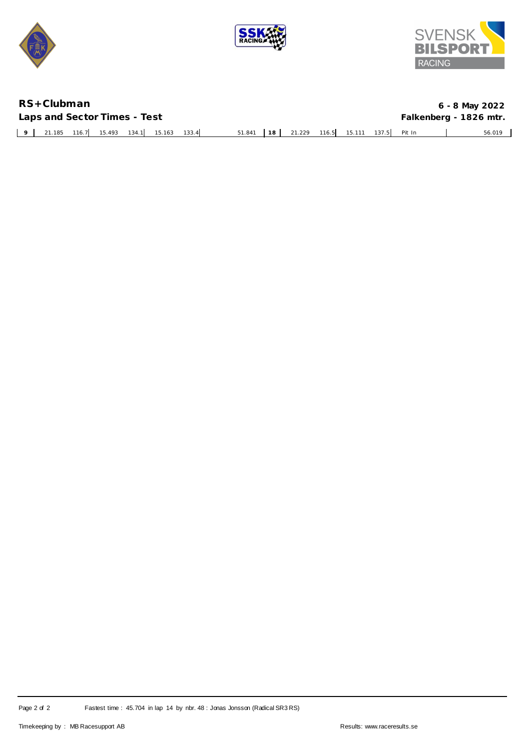## RS+Clubman

**6 - 8 May 2022**

### Laps and Sector Times - Test

**Falkenberg - 1826 mtr.**

| | | | | | | | | | | | | | | | | |
|---|---|---|---|---|---|---|---|---|---|---|---|---|---|---|---|---|
| **9** | 21.185 | 116.7 | 15.493 | 134.1 | 15.163 | 133.4 | 51.841 | **18** | 21.229 | 116.5 | 15.111 | 137.5 | Pit In | | 56.019 |

Fastest time : 45.704 in lap 14 by nbr. 48 : Jonas Jonsson (Radical SR3 RS)

Timekeeping by : MB Racesupport AB

Results: www.raceresults.se